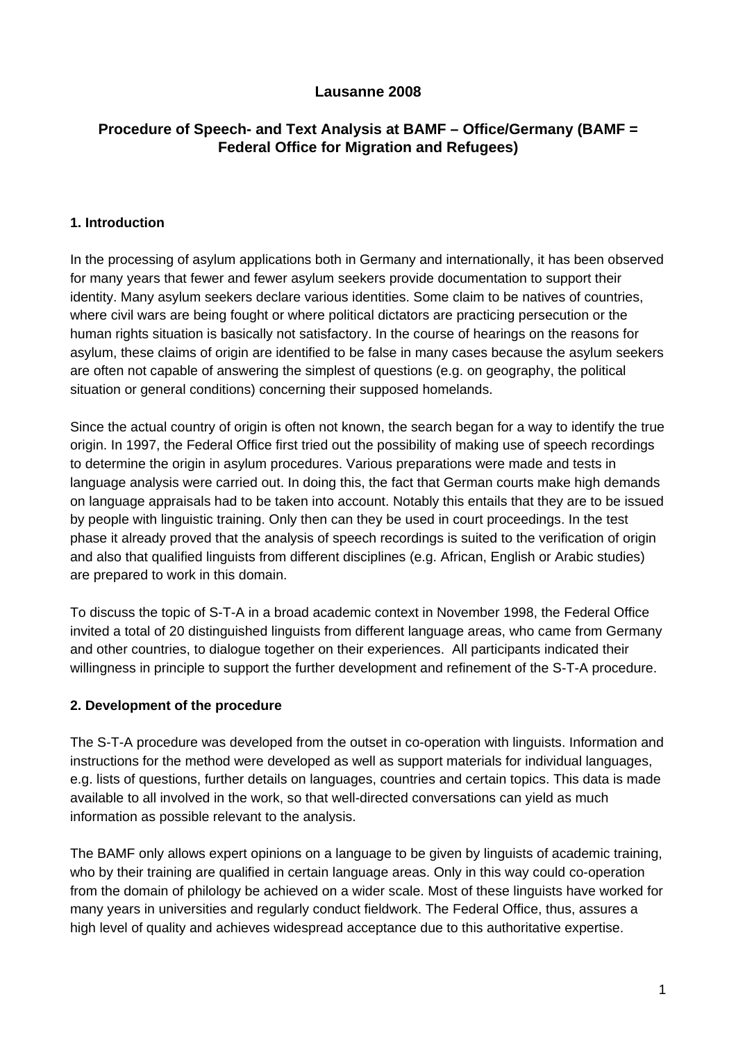**Lausanne 2008**

# Procedure of Speech- and Text Analysis at BAMF – Office/Germany (BAMF = Federal Office for Migration and Refugees)

## 1. Introduction

In the processing of asylum applications both in Germany and internationally, it has been observed for many years that fewer and fewer asylum seekers provide documentation to support their identity. Many asylum seekers declare various identities. Some claim to be natives of countries, where civil wars are being fought or where political dictators are practicing persecution or the human rights situation is basically not satisfactory. In the course of hearings on the reasons for asylum, these claims of origin are identified to be false in many cases because the asylum seekers are often not capable of answering the simplest of questions (e.g. on geography, the political situation or general conditions) concerning their supposed homelands.

Since the actual country of origin is often not known, the search began for a way to identify the true origin. In 1997, the Federal Office first tried out the possibility of making use of speech recordings to determine the origin in asylum procedures. Various preparations were made and tests in language analysis were carried out. In doing this, the fact that German courts make high demands on language appraisals had to be taken into account. Notably this entails that they are to be issued by people with linguistic training. Only then can they be used in court proceedings. In the test phase it already proved that the analysis of speech recordings is suited to the verification of origin and also that qualified linguists from different disciplines (e.g. African, English or Arabic studies) are prepared to work in this domain.

To discuss the topic of S-T-A in a broad academic context in November 1998, the Federal Office invited a total of 20 distinguished linguists from different language areas, who came from Germany and other countries, to dialogue together on their experiences. All participants indicated their willingness in principle to support the further development and refinement of the S-T-A procedure.

## 2. Development of the procedure

The S-T-A procedure was developed from the outset in co-operation with linguists. Information and instructions for the method were developed as well as support materials for individual languages, e.g. lists of questions, further details on languages, countries and certain topics. This data is made available to all involved in the work, so that well-directed conversations can yield as much information as possible relevant to the analysis.

The BAMF only allows expert opinions on a language to be given by linguists of academic training, who by their training are qualified in certain language areas. Only in this way could co-operation from the domain of philology be achieved on a wider scale. Most of these linguists have worked for many years in universities and regularly conduct fieldwork. The Federal Office, thus, assures a high level of quality and achieves widespread acceptance due to this authoritative expertise.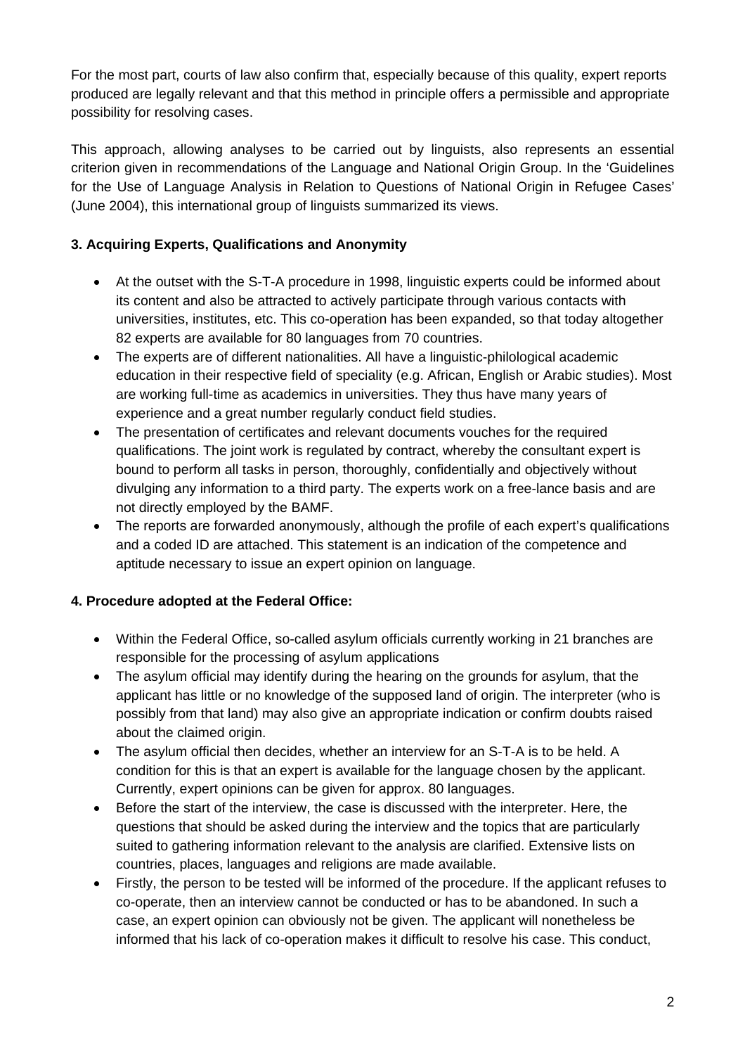For the most part, courts of law also confirm that, especially because of this quality, expert reports produced are legally relevant and that this method in principle offers a permissible and appropriate possibility for resolving cases.

This approach, allowing analyses to be carried out by linguists, also represents an essential criterion given in recommendations of the Language and National Origin Group. In the 'Guidelines for the Use of Language Analysis in Relation to Questions of National Origin in Refugee Cases' (June 2004), this international group of linguists summarized its views.

### 3. Acquiring Experts, Qualifications and Anonymity

- At the outset with the S-T-A procedure in 1998, linguistic experts could be informed about its content and also be attracted to actively participate through various contacts with universities, institutes, etc. This co-operation has been expanded, so that today altogether 82 experts are available for 80 languages from 70 countries.
- The experts are of different nationalities. All have a linguistic-philological academic education in their respective field of speciality (e.g. African, English or Arabic studies). Most are working full-time as academics in universities. They thus have many years of experience and a great number regularly conduct field studies.
- The presentation of certificates and relevant documents vouches for the required qualifications. The joint work is regulated by contract, whereby the consultant expert is bound to perform all tasks in person, thoroughly, confidentially and objectively without divulging any information to a third party. The experts work on a free-lance basis and are not directly employed by the BAMF.
- The reports are forwarded anonymously, although the profile of each expert's qualifications and a coded ID are attached. This statement is an indication of the competence and aptitude necessary to issue an expert opinion on language.

### 4. Procedure adopted at the Federal Office:

- Within the Federal Office, so-called asylum officials currently working in 21 branches are responsible for the processing of asylum applications
- The asylum official may identify during the hearing on the grounds for asylum, that the applicant has little or no knowledge of the supposed land of origin. The interpreter (who is possibly from that land) may also give an appropriate indication or confirm doubts raised about the claimed origin.
- The asylum official then decides, whether an interview for an S-T-A is to be held. A condition for this is that an expert is available for the language chosen by the applicant. Currently, expert opinions can be given for approx. 80 languages.
- Before the start of the interview, the case is discussed with the interpreter. Here, the questions that should be asked during the interview and the topics that are particularly suited to gathering information relevant to the analysis are clarified. Extensive lists on countries, places, languages and religions are made available.
- Firstly, the person to be tested will be informed of the procedure. If the applicant refuses to co-operate, then an interview cannot be conducted or has to be abandoned. In such a case, an expert opinion can obviously not be given. The applicant will nonetheless be informed that his lack of co-operation makes it difficult to resolve his case. This conduct,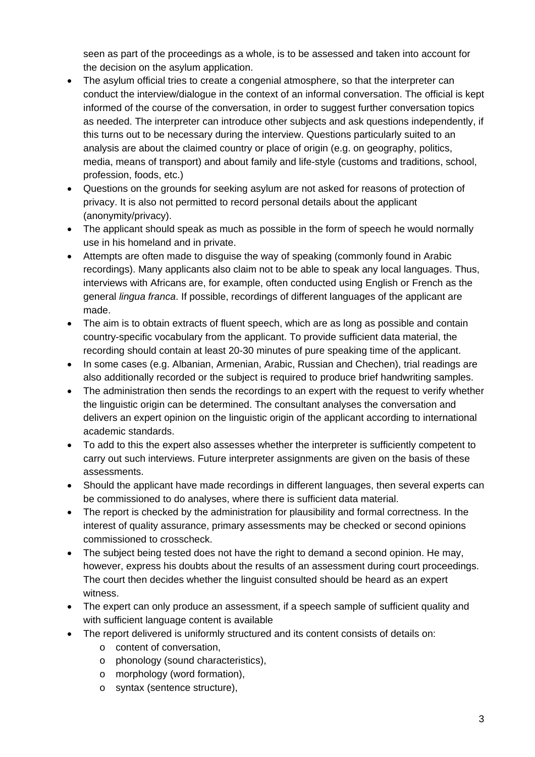seen as part of the proceedings as a whole, is to be assessed and taken into account for the decision on the asylum application.

- The asylum official tries to create a congenial atmosphere, so that the interpreter can conduct the interview/dialogue in the context of an informal conversation. The official is kept informed of the course of the conversation, in order to suggest further conversation topics as needed. The interpreter can introduce other subjects and ask questions independently, if this turns out to be necessary during the interview. Questions particularly suited to an analysis are about the claimed country or place of origin (e.g. on geography, politics, media, means of transport) and about family and life-style (customs and traditions, school, profession, foods, etc.)
- Questions on the grounds for seeking asylum are not asked for reasons of protection of privacy. It is also not permitted to record personal details about the applicant (anonymity/privacy).
- The applicant should speak as much as possible in the form of speech he would normally use in his homeland and in private.
- Attempts are often made to disguise the way of speaking (commonly found in Arabic recordings). Many applicants also claim not to be able to speak any local languages. Thus, interviews with Africans are, for example, often conducted using English or French as the general *lingua franca*. If possible, recordings of different languages of the applicant are made.
- The aim is to obtain extracts of fluent speech, which are as long as possible and contain country-specific vocabulary from the applicant. To provide sufficient data material, the recording should contain at least 20-30 minutes of pure speaking time of the applicant.
- In some cases (e.g. Albanian, Armenian, Arabic, Russian and Chechen), trial readings are also additionally recorded or the subject is required to produce brief handwriting samples.
- The administration then sends the recordings to an expert with the request to verify whether the linguistic origin can be determined. The consultant analyses the conversation and delivers an expert opinion on the linguistic origin of the applicant according to international academic standards.
- To add to this the expert also assesses whether the interpreter is sufficiently competent to carry out such interviews. Future interpreter assignments are given on the basis of these assessments.
- Should the applicant have made recordings in different languages, then several experts can be commissioned to do analyses, where there is sufficient data material.
- The report is checked by the administration for plausibility and formal correctness. In the interest of quality assurance, primary assessments may be checked or second opinions commissioned to crosscheck.
- The subject being tested does not have the right to demand a second opinion. He may, however, express his doubts about the results of an assessment during court proceedings. The court then decides whether the linguist consulted should be heard as an expert witness.
- The expert can only produce an assessment, if a speech sample of sufficient quality and with sufficient language content is available
- The report delivered is uniformly structured and its content consists of details on:
    - content of conversation,
    - phonology (sound characteristics),
    - morphology (word formation),
    - syntax (sentence structure),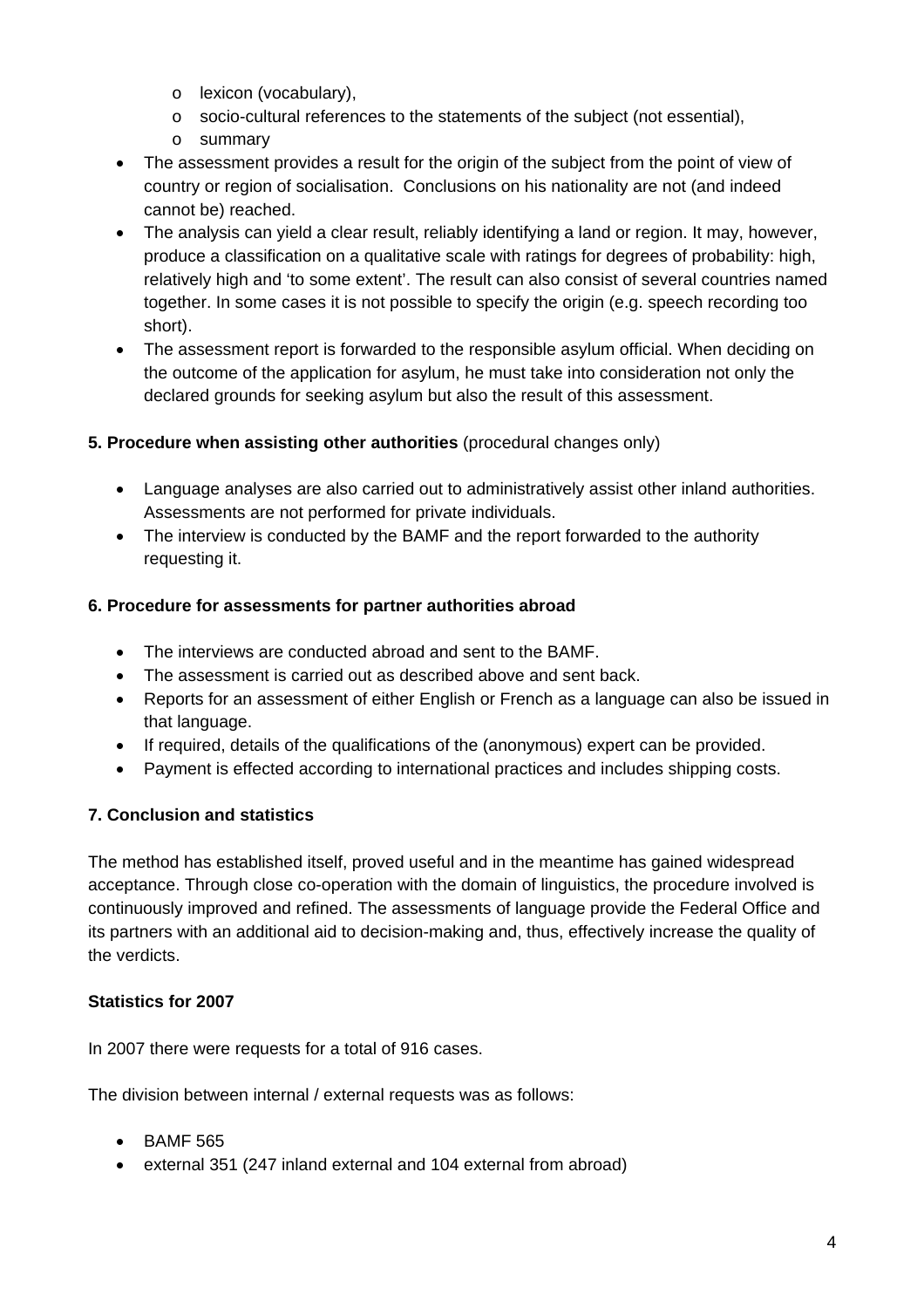- lexicon (vocabulary),
  - socio-cultural references to the statements of the subject (not essential),
  - summary
- The assessment provides a result for the origin of the subject from the point of view of country or region of socialisation. Conclusions on his nationality are not (and indeed cannot be) reached.
- The analysis can yield a clear result, reliably identifying a land or region. It may, however, produce a classification on a qualitative scale with ratings for degrees of probability: high, relatively high and 'to some extent'. The result can also consist of several countries named together. In some cases it is not possible to specify the origin (e.g. speech recording too short).
- The assessment report is forwarded to the responsible asylum official. When deciding on the outcome of the application for asylum, he must take into consideration not only the declared grounds for seeking asylum but also the result of this assessment.

**5. Procedure when assisting other authorities** (procedural changes only)

- Language analyses are also carried out to administratively assist other inland authorities. Assessments are not performed for private individuals.
- The interview is conducted by the BAMF and the report forwarded to the authority requesting it.

**6. Procedure for assessments for partner authorities abroad**

- The interviews are conducted abroad and sent to the BAMF.
- The assessment is carried out as described above and sent back.
- Reports for an assessment of either English or French as a language can also be issued in that language.
- If required, details of the qualifications of the (anonymous) expert can be provided.
- Payment is effected according to international practices and includes shipping costs.

**7. Conclusion and statistics**

The method has established itself, proved useful and in the meantime has gained widespread acceptance. Through close co-operation with the domain of linguistics, the procedure involved is continuously improved and refined. The assessments of language provide the Federal Office and its partners with an additional aid to decision-making and, thus, effectively increase the quality of the verdicts.

**Statistics for 2007**

In 2007 there were requests for a total of 916 cases.

The division between internal / external requests was as follows:

- BAMF 565
- external 351 (247 inland external and 104 external from abroad)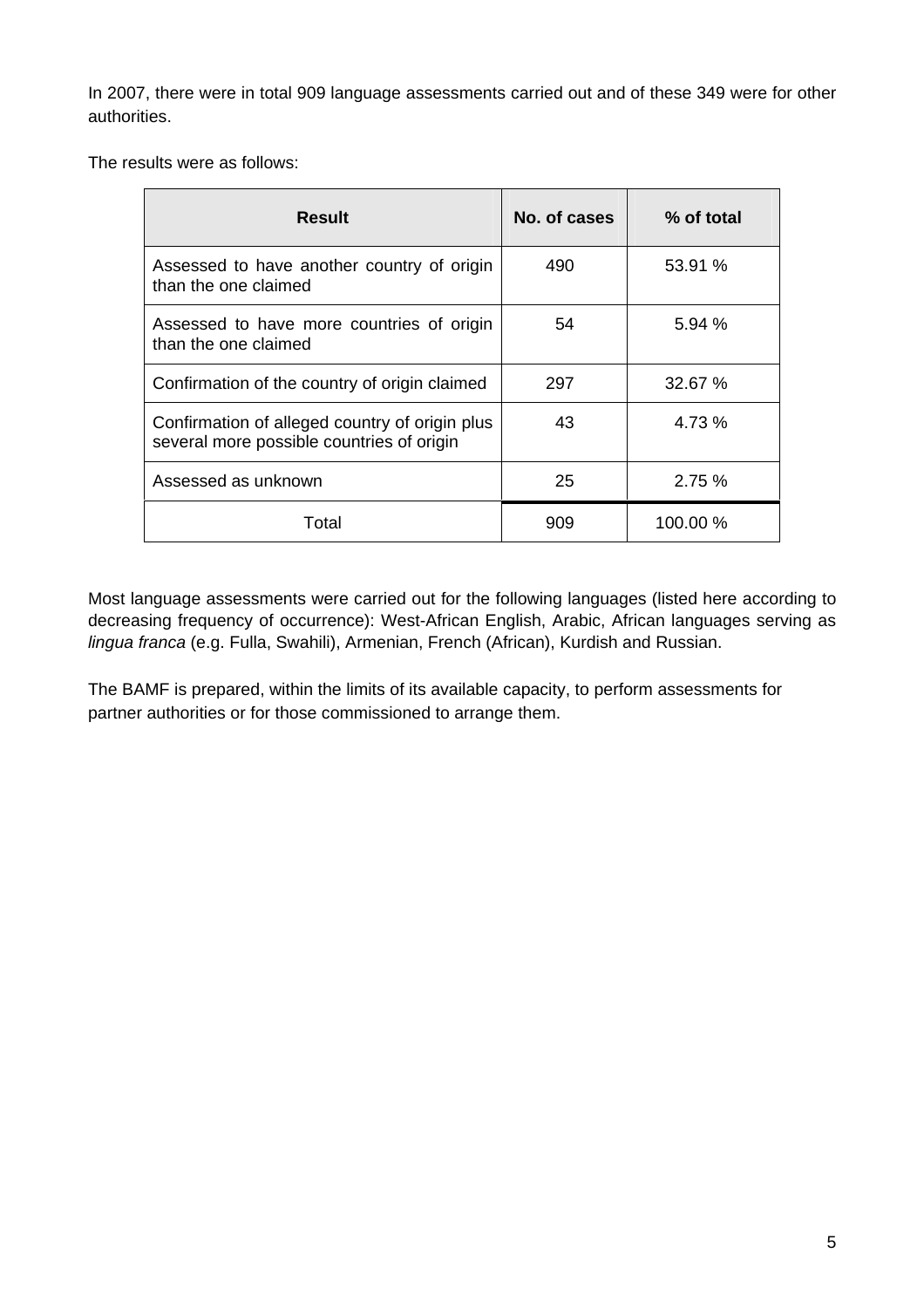In 2007, there were in total 909 language assessments carried out and of these 349 were for other authorities.

The results were as follows:

| Result | No. of cases | % of total |
| --- | --- | --- |
| Assessed to have another country of origin than the one claimed | 490 | 53.91 % |
| Assessed to have more countries of origin than the one claimed | 54 | 5.94 % |
| Confirmation of the country of origin claimed | 297 | 32.67 % |
| Confirmation of alleged country of origin plus several more possible countries of origin | 43 | 4.73 % |
| Assessed as unknown | 25 | 2.75 % |
| Total | 909 | 100.00 % |

Most language assessments were carried out for the following languages (listed here according to decreasing frequency of occurrence): West-African English, Arabic, African languages serving as *lingua franca* (e.g. Fulla, Swahili), Armenian, French (African), Kurdish and Russian.

The BAMF is prepared, within the limits of its available capacity, to perform assessments for partner authorities or for those commissioned to arrange them.